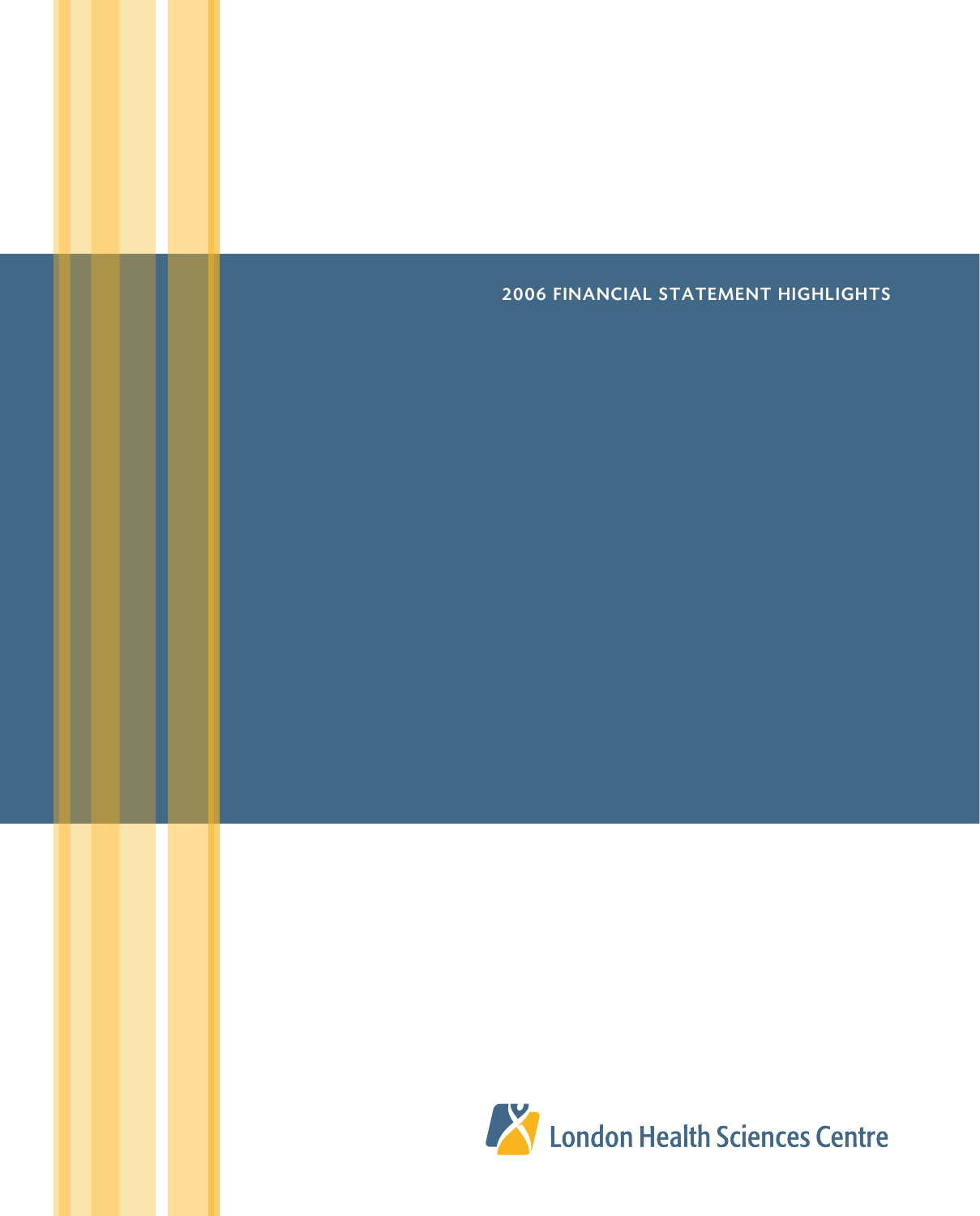# 2006 FINANCIAL STATEMENT HIGHLIGHTS

London Health Sciences Centre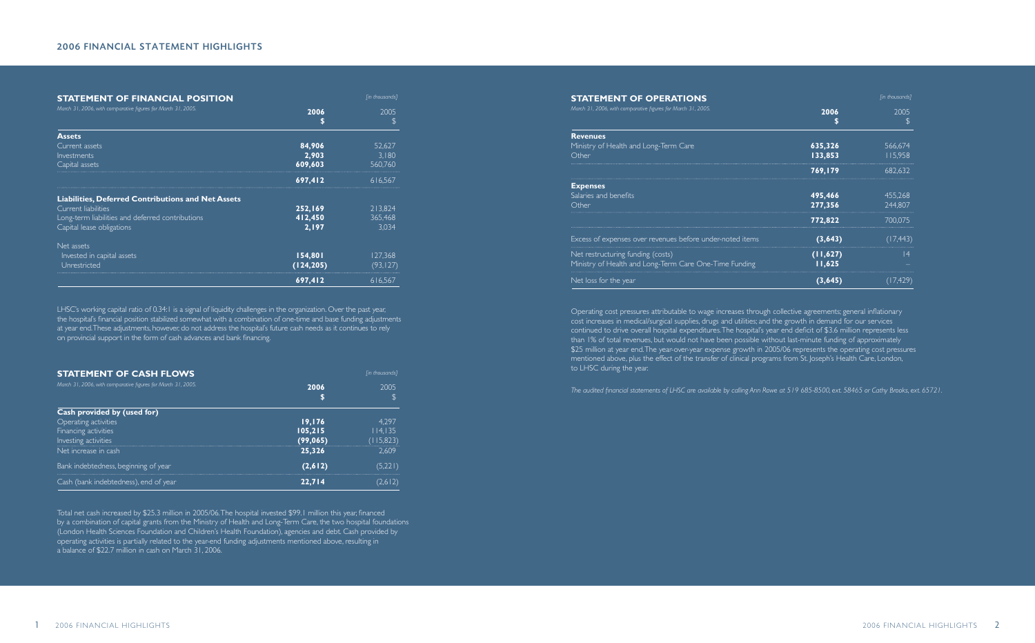# 2006 FINANCIAL STATEMENT HIGHLIGHTS

## STATEMENT OF FINANCIAL POSITION

*March 31, 2006, with comparative figures for March 31, 2005.* *[in thousands]*

| | 2006 $ | 2005 $ |
|---|---|---|
| **Assets** | | |
| Current assets | **84,906** | 52,627 |
| Investments | **2,903** | 3,180 |
| Capital assets | **609,603** | 560,760 |
| | **697,412** | 616,567 |
| **Liabilities, Deferred Contributions and Net Assets** | | |
| Current liabilities | **252,169** | 213,824 |
| Long-term liabilities and deferred contributions | **412,450** | 365,468 |
| Capital lease obligations | **2,197** | 3,034 |
| Net assets | | |
| Invested in capital assets | **154,801** | 127,368 |
| Unrestricted | **(124,205)** | (93,127) |
| | **697,412** | 616,567 |

LHSC's working capital ratio of 0.34:1 is a signal of liquidity challenges in the organization. Over the past year, the hospital's financial position stabilized somewhat with a combination of one-time and base funding adjustments at year end. These adjustments, however, do not address the hospital's future cash needs as it continues to rely on provincial support in the form of cash advances and bank financing.

## STATEMENT OF CASH FLOWS

*March 31, 2006, with comparative figures for March 31, 2005.* *[in thousands]*

| | 2006 $ | 2005 $ |
|---|---|---|
| **Cash provided by (used for)** | | |
| Operating activities | **19,176** | 4,297 |
| Financing activities | **105,215** | 114,135 |
| Investing activities | **(99,065)** | (115,823) |
| Net increase in cash | **25,326** | 2,609 |
| Bank indebtedness, beginning of year | **(2,612)** | (5,221) |
| Cash (bank indebtedness), end of year | **22,714** | (2,612) |

Total net cash increased by $25.3 million in 2005/06. The hospital invested $99.1 million this year, financed by a combination of capital grants from the Ministry of Health and Long-Term Care, the two hospital foundations (London Health Sciences Foundation and Children's Health Foundation), agencies and debt. Cash provided by operating activities is partially related to the year-end funding adjustments mentioned above, resulting in a balance of $22.7 million in cash on March 31, 2006.

## STATEMENT OF OPERATIONS

*March 31, 2006, with comparative figures for March 31, 2005.* *[in thousands]*

| | 2006 $ | 2005 $ |
|---|---|---|
| **Revenues** | | |
| Ministry of Health and Long-Term Care | **635,326** | 566,674 |
| Other | **133,853** | 115,958 |
| | **769,179** | 682,632 |
| **Expenses** | | |
| Salaries and benefits | **495,466** | 455,268 |
| Other | **277,356** | 244,807 |
| | **772,822** | 700,075 |
| Excess of expenses over revenues before under-noted items | **(3,643)** | (17,443) |
| Net restructuring funding (costs) | **(11,627)** | 14 |
| Ministry of Health and Long-Term Care One-Time Funding | **11,625** | – |
| Net loss for the year | **(3,645)** | (17,429) |

Operating cost pressures attributable to wage increases through collective agreements; general inflationary cost increases in medical/surgical supplies, drugs and utilities; and the growth in demand for our services continued to drive overall hospital expenditures. The hospital's year end deficit of $3.6 million represents less than 1% of total revenues, but would not have been possible without last-minute funding of approximately $25 million at year end. The year-over-year expense growth in 2005/06 represents the operating cost pressures mentioned above, plus the effect of the transfer of clinical programs from St. Joseph's Health Care, London, to LHSC during the year.

*The audited financial statements of LHSC are available by calling Ann Rowe at 519 685-8500, ext. 58465 or Cathy Brooks, ext. 65721.*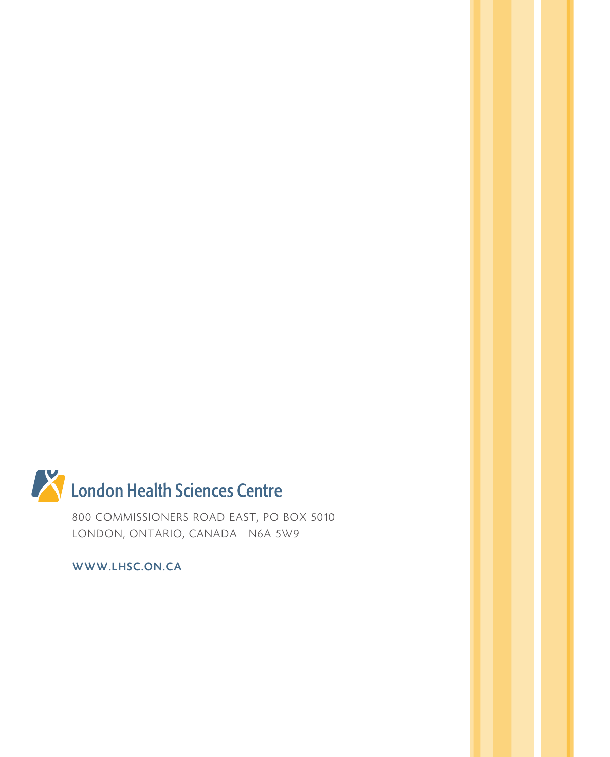London Health Sciences Centre

800 COMMISSIONERS ROAD EAST, PO BOX 5010
LONDON, ONTARIO, CANADA N6A 5W9

WWW.LHSC.ON.CA